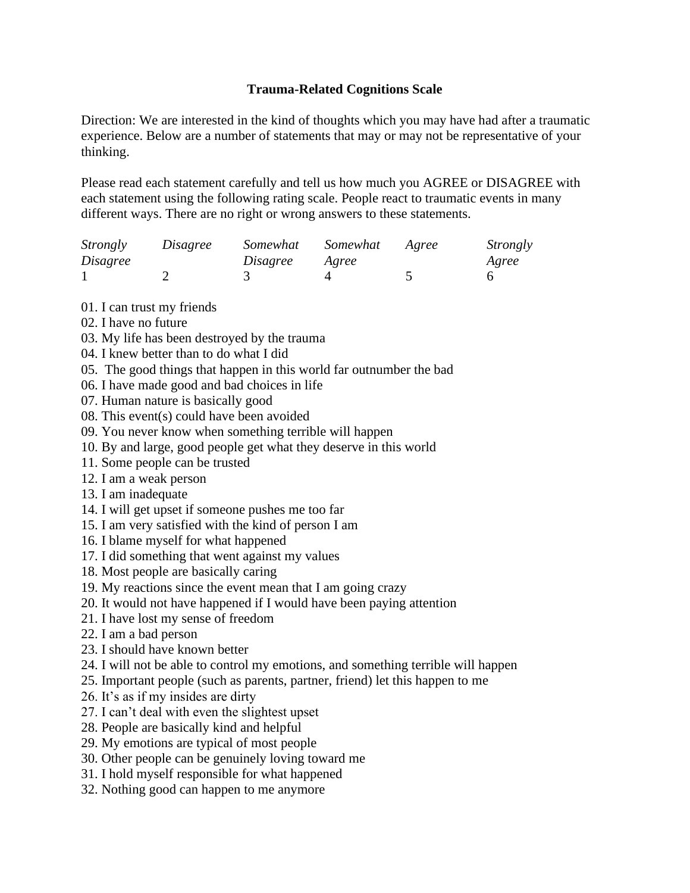**Trauma-Related Cognitions Scale**

Direction: We are interested in the kind of thoughts which you may have had after a traumatic experience. Below are a number of statements that may or may not be representative of your thinking.

Please read each statement carefully and tell us how much you AGREE or DISAGREE with each statement using the following rating scale. People react to traumatic events in many different ways. There are no right or wrong answers to these statements.

| *Strongly Disagree* | *Disagree* | *Somewhat Disagree* | *Somewhat Agree* | *Agree* | *Strongly Agree* |
|---|---|---|---|---|---|
| 1 | 2 | 3 | 4 | 5 | 6 |

01. I can trust my friends
02. I have no future
03. My life has been destroyed by the trauma
04. I knew better than to do what I did
05. The good things that happen in this world far outnumber the bad
06. I have made good and bad choices in life
07. Human nature is basically good
08. This event(s) could have been avoided
09. You never know when something terrible will happen
10. By and large, good people get what they deserve in this world
11. Some people can be trusted
12. I am a weak person
13. I am inadequate
14. I will get upset if someone pushes me too far
15. I am very satisfied with the kind of person I am
16. I blame myself for what happened
17. I did something that went against my values
18. Most people are basically caring
19. My reactions since the event mean that I am going crazy
20. It would not have happened if I would have been paying attention
21. I have lost my sense of freedom
22. I am a bad person
23. I should have known better
24. I will not be able to control my emotions, and something terrible will happen
25. Important people (such as parents, partner, friend) let this happen to me
26. It's as if my insides are dirty
27. I can't deal with even the slightest upset
28. People are basically kind and helpful
29. My emotions are typical of most people
30. Other people can be genuinely loving toward me
31. I hold myself responsible for what happened
32. Nothing good can happen to me anymore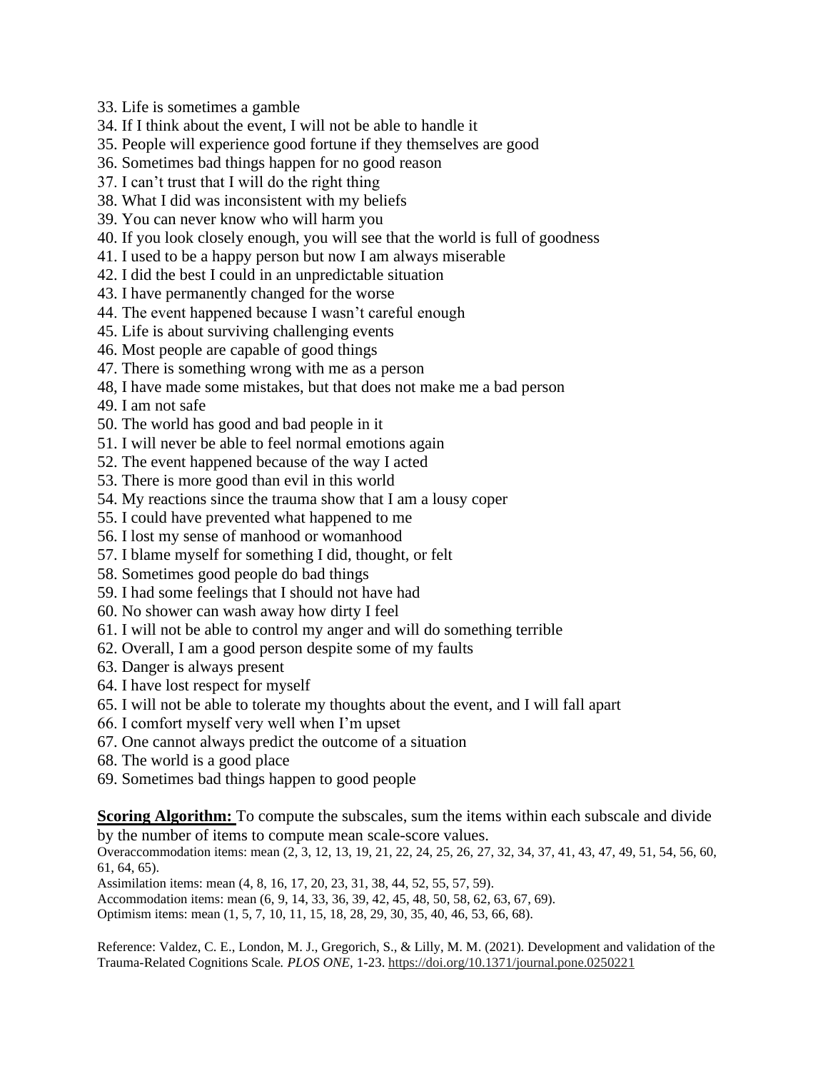33. Life is sometimes a gamble
34. If I think about the event, I will not be able to handle it
35. People will experience good fortune if they themselves are good
36. Sometimes bad things happen for no good reason
37. I can't trust that I will do the right thing
38. What I did was inconsistent with my beliefs
39. You can never know who will harm you
40. If you look closely enough, you will see that the world is full of goodness
41. I used to be a happy person but now I am always miserable
42. I did the best I could in an unpredictable situation
43. I have permanently changed for the worse
44. The event happened because I wasn't careful enough
45. Life is about surviving challenging events
46. Most people are capable of good things
47. There is something wrong with me as a person
48, I have made some mistakes, but that does not make me a bad person
49. I am not safe
50. The world has good and bad people in it
51. I will never be able to feel normal emotions again
52. The event happened because of the way I acted
53. There is more good than evil in this world
54. My reactions since the trauma show that I am a lousy coper
55. I could have prevented what happened to me
56. I lost my sense of manhood or womanhood
57. I blame myself for something I did, thought, or felt
58. Sometimes good people do bad things
59. I had some feelings that I should not have had
60. No shower can wash away how dirty I feel
61. I will not be able to control my anger and will do something terrible
62. Overall, I am a good person despite some of my faults
63. Danger is always present
64. I have lost respect for myself
65. I will not be able to tolerate my thoughts about the event, and I will fall apart
66. I comfort myself very well when I'm upset
67. One cannot always predict the outcome of a situation
68. The world is a good place
69. Sometimes bad things happen to good people

**Scoring Algorithm:** To compute the subscales, sum the items within each subscale and divide by the number of items to compute mean scale-score values.

Overaccommodation items: mean (2, 3, 12, 13, 19, 21, 22, 24, 25, 26, 27, 32, 34, 37, 41, 43, 47, 49, 51, 54, 56, 60, 61, 64, 65).

Assimilation items: mean (4, 8, 16, 17, 20, 23, 31, 38, 44, 52, 55, 57, 59).

Accommodation items: mean (6, 9, 14, 33, 36, 39, 42, 45, 48, 50, 58, 62, 63, 67, 69).

Optimism items: mean (1, 5, 7, 10, 11, 15, 18, 28, 29, 30, 35, 40, 46, 53, 66, 68).

Reference: Valdez, C. E., London, M. J., Gregorich, S., & Lilly, M. M. (2021). Development and validation of the Trauma-Related Cognitions Scale. *PLOS ONE*, 1-23. https://doi.org/10.1371/journal.pone.0250221